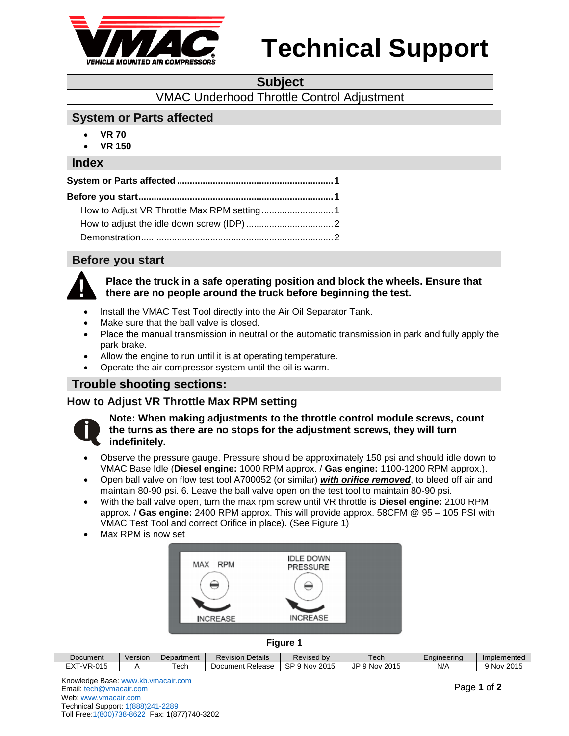# Technical Support

| Subject |
|---|
| VMAC Underhood Throttle Control Adjustment |

## System or Parts affected

- **VR 70**
- **VR 150**

## Index

**System or Parts affected** ............................................................ **1**

**Before you start** ........................................................................... **1**

How to Adjust VR Throttle Max RPM setting ............................ 1

How to adjust the idle down screw (IDP) .................................. 2

Demonstration ........................................................................... 2

## Before you start

**Place the truck in a safe operating position and block the wheels. Ensure that there are no people around the truck before beginning the test.**

- Install the VMAC Test Tool directly into the Air Oil Separator Tank.
- Make sure that the ball valve is closed.
- Place the manual transmission in neutral or the automatic transmission in park and fully apply the park brake.
- Allow the engine to run until it is at operating temperature.
- Operate the air compressor system until the oil is warm.

## Trouble shooting sections:

### How to Adjust VR Throttle Max RPM setting

**Note: When making adjustments to the throttle control module screws, count the turns as there are no stops for the adjustment screws, they will turn indefinitely.**

- Observe the pressure gauge. Pressure should be approximately 150 psi and should idle down to VMAC Base Idle (**Diesel engine:** 1000 RPM approx. / **Gas engine:** 1100-1200 RPM approx.).
- Open ball valve on flow test tool A700052 (or similar) ***with orifice removed***, to bleed off air and maintain 80-90 psi. 6. Leave the ball valve open on the test tool to maintain 80-90 psi.
- With the ball valve open, turn the max rpm screw until VR throttle is **Diesel engine:** 2100 RPM approx. / **Gas engine:** 2400 RPM approx. This will provide approx. 58CFM @ 95 – 105 PSI with VMAC Test Tool and correct Orifice in place). (See Figure 1)
- Max RPM is now set

MAX RPM — INCREASE | IDLE DOWN PRESSURE — INCREASE

**Figure 1**

| Document | Version | Department | Revision Details | Revised by | Tech | Engineering | Implemented |
|---|---|---|---|---|---|---|---|
| EXT-VR-015 | A | Tech | Document Release | SP 9 Nov 2015 | JP 9 Nov 2015 | N/A | 9 Nov 2015 |

Knowledge Base: www.kb.vmacair.com
Email: tech@vmacair.com
Web: www.vmacair.com
Technical Support: 1(888)241-2289
Toll Free:1(800)738-8622 Fax: 1(877)740-3202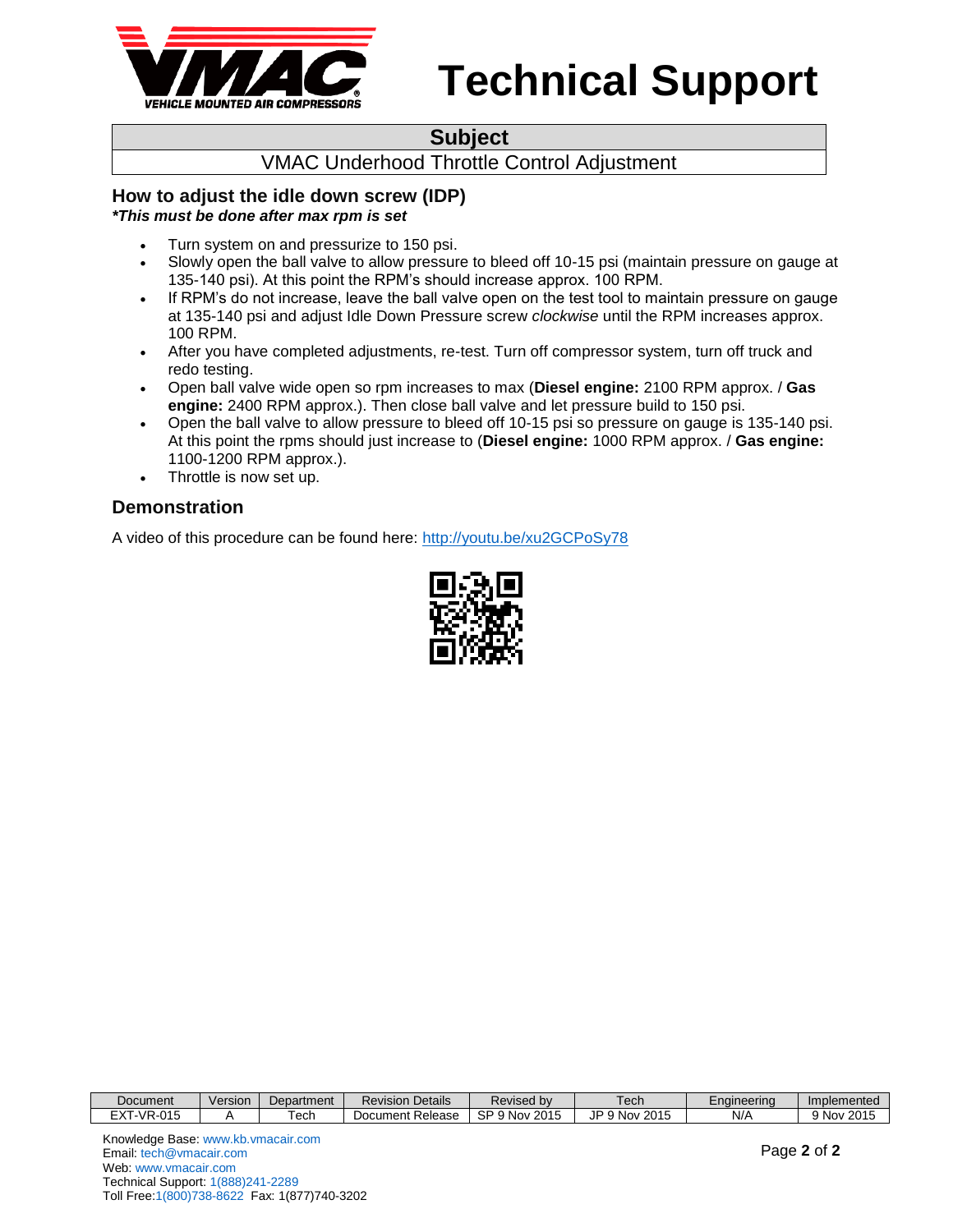## Subject

VMAC Underhood Throttle Control Adjustment

### How to adjust the idle down screw (IDP)

***This must be done after max rpm is set***

- Turn system on and pressurize to 150 psi.
- Slowly open the ball valve to allow pressure to bleed off 10-15 psi (maintain pressure on gauge at 135-140 psi). At this point the RPM's should increase approx. 100 RPM.
- If RPM's do not increase, leave the ball valve open on the test tool to maintain pressure on gauge at 135-140 psi and adjust Idle Down Pressure screw *clockwise* until the RPM increases approx. 100 RPM.
- After you have completed adjustments, re-test. Turn off compressor system, turn off truck and redo testing.
- Open ball valve wide open so rpm increases to max (**Diesel engine:** 2100 RPM approx. / **Gas engine:** 2400 RPM approx.). Then close ball valve and let pressure build to 150 psi.
- Open the ball valve to allow pressure to bleed off 10-15 psi so pressure on gauge is 135-140 psi. At this point the rpms should just increase to (**Diesel engine:** 1000 RPM approx. / **Gas engine:** 1100-1200 RPM approx.).
- Throttle is now set up.

### Demonstration

A video of this procedure can be found here: http://youtu.be/xu2GCPoSy78

| Document | Version | Department | Revision Details | Revised by | Tech | Engineering | Implemented |
|---|---|---|---|---|---|---|---|
| EXT-VR-015 | A | Tech | Document Release | SP 9 Nov 2015 | JP 9 Nov 2015 | N/A | 9 Nov 2015 |

Knowledge Base: www.kb.vmacair.com
Email: tech@vmacair.com
Web: www.vmacair.com
Technical Support: 1(888)241-2289
Toll Free:1(800)738-8622 Fax: 1(877)740-3202